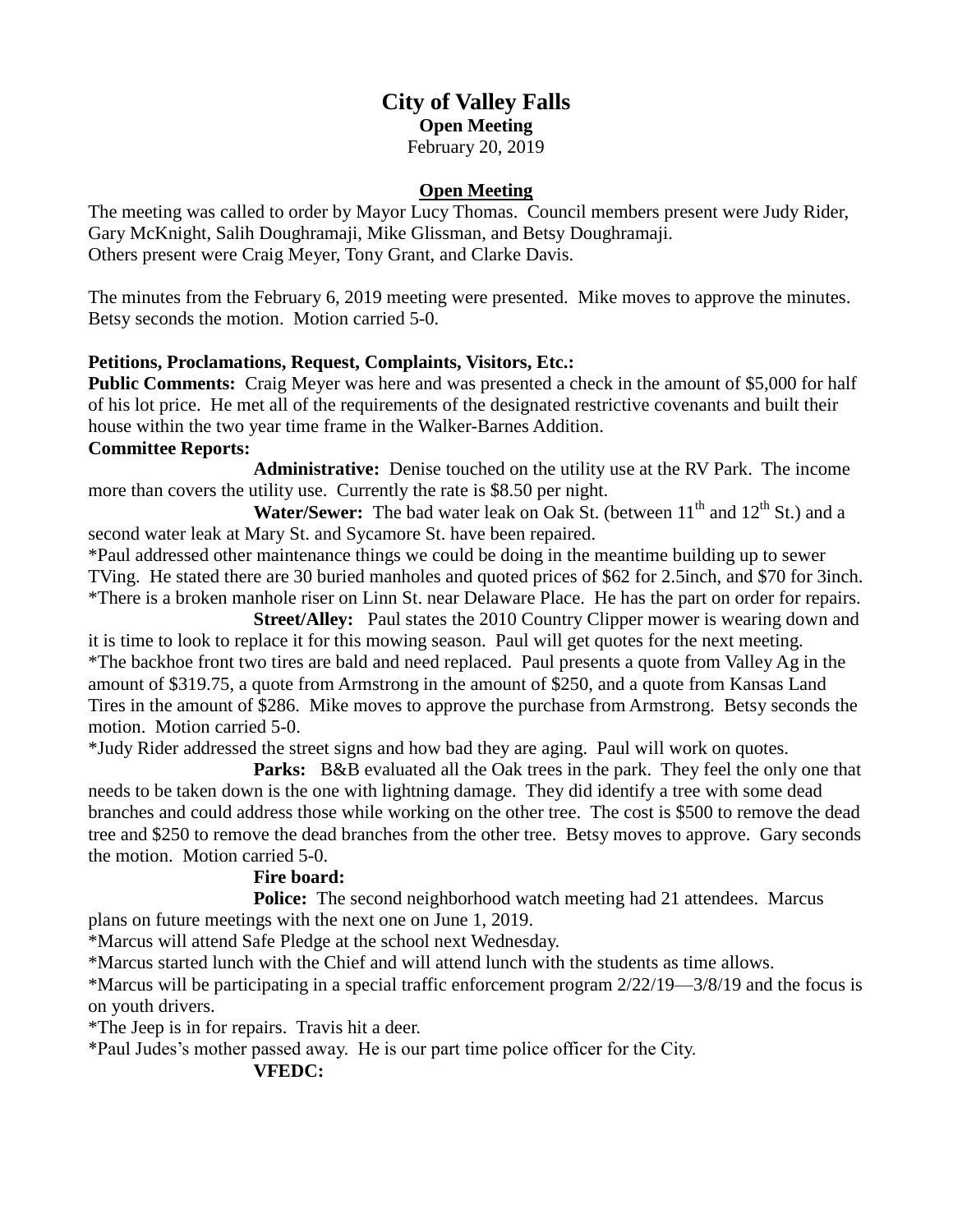# City of Valley Falls

**Open Meeting**

February 20, 2019

## Open Meeting

The meeting was called to order by Mayor Lucy Thomas. Council members present were Judy Rider, Gary McKnight, Salih Doughramaji, Mike Glissman, and Betsy Doughramaji.
Others present were Craig Meyer, Tony Grant, and Clarke Davis.

The minutes from the February 6, 2019 meeting were presented. Mike moves to approve the minutes. Betsy seconds the motion. Motion carried 5-0.

**Petitions, Proclamations, Request, Complaints, Visitors, Etc.:**

**Public Comments:** Craig Meyer was here and was presented a check in the amount of $5,000 for half of his lot price. He met all of the requirements of the designated restrictive covenants and built their house within the two year time frame in the Walker-Barnes Addition.

**Committee Reports:**

**Administrative:** Denise touched on the utility use at the RV Park. The income more than covers the utility use. Currently the rate is $8.50 per night.

**Water/Sewer:** The bad water leak on Oak St. (between 11th and 12th St.) and a second water leak at Mary St. and Sycamore St. have been repaired.

*Paul addressed other maintenance things we could be doing in the meantime building up to sewer TVing. He stated there are 30 buried manholes and quoted prices of $62 for 2.5inch, and $70 for 3inch.

*There is a broken manhole riser on Linn St. near Delaware Place. He has the part on order for repairs.

**Street/Alley:** Paul states the 2010 Country Clipper mower is wearing down and it is time to look to replace it for this mowing season. Paul will get quotes for the next meeting.

*The backhoe front two tires are bald and need replaced. Paul presents a quote from Valley Ag in the amount of $319.75, a quote from Armstrong in the amount of $250, and a quote from Kansas Land Tires in the amount of $286. Mike moves to approve the purchase from Armstrong. Betsy seconds the motion. Motion carried 5-0.

*Judy Rider addressed the street signs and how bad they are aging. Paul will work on quotes.

**Parks:** B&B evaluated all the Oak trees in the park. They feel the only one that needs to be taken down is the one with lightning damage. They did identify a tree with some dead branches and could address those while working on the other tree. The cost is $500 to remove the dead tree and $250 to remove the dead branches from the other tree. Betsy moves to approve. Gary seconds the motion. Motion carried 5-0.

**Fire board:**

**Police:** The second neighborhood watch meeting had 21 attendees. Marcus plans on future meetings with the next one on June 1, 2019.

*Marcus will attend Safe Pledge at the school next Wednesday.

*Marcus started lunch with the Chief and will attend lunch with the students as time allows.

*Marcus will be participating in a special traffic enforcement program 2/22/19—3/8/19 and the focus is on youth drivers.

*The Jeep is in for repairs. Travis hit a deer.

*Paul Judes's mother passed away. He is our part time police officer for the City.

**VFEDC:**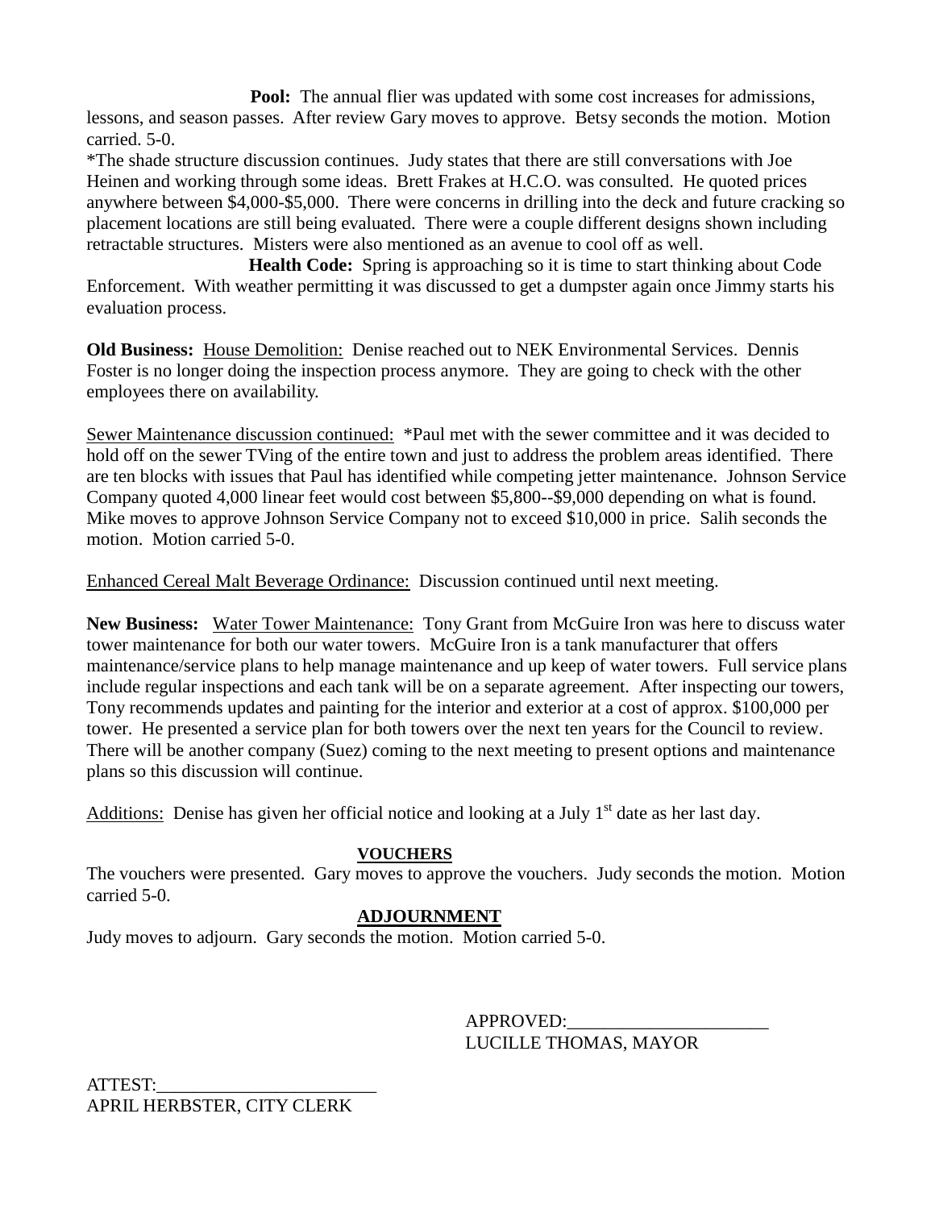**Pool:** The annual flier was updated with some cost increases for admissions, lessons, and season passes. After review Gary moves to approve. Betsy seconds the motion. Motion carried. 5-0.

*The shade structure discussion continues. Judy states that there are still conversations with Joe Heinen and working through some ideas. Brett Frakes at H.C.O. was consulted. He quoted prices anywhere between $4,000-$5,000. There were concerns in drilling into the deck and future cracking so placement locations are still being evaluated. There were a couple different designs shown including retractable structures. Misters were also mentioned as an avenue to cool off as well.

**Health Code:** Spring is approaching so it is time to start thinking about Code Enforcement. With weather permitting it was discussed to get a dumpster again once Jimmy starts his evaluation process.

**Old Business:** House Demolition: Denise reached out to NEK Environmental Services. Dennis Foster is no longer doing the inspection process anymore. They are going to check with the other employees there on availability.

Sewer Maintenance discussion continued: *Paul met with the sewer committee and it was decided to hold off on the sewer TVing of the entire town and just to address the problem areas identified. There are ten blocks with issues that Paul has identified while competing jetter maintenance. Johnson Service Company quoted 4,000 linear feet would cost between $5,800--$9,000 depending on what is found. Mike moves to approve Johnson Service Company not to exceed $10,000 in price. Salih seconds the motion. Motion carried 5-0.

Enhanced Cereal Malt Beverage Ordinance: Discussion continued until next meeting.

**New Business:** Water Tower Maintenance: Tony Grant from McGuire Iron was here to discuss water tower maintenance for both our water towers. McGuire Iron is a tank manufacturer that offers maintenance/service plans to help manage maintenance and up keep of water towers. Full service plans include regular inspections and each tank will be on a separate agreement. After inspecting our towers, Tony recommends updates and painting for the interior and exterior at a cost of approx. $100,000 per tower. He presented a service plan for both towers over the next ten years for the Council to review. There will be another company (Suez) coming to the next meeting to present options and maintenance plans so this discussion will continue.

Additions: Denise has given her official notice and looking at a July 1st date as her last day.

**VOUCHERS**

The vouchers were presented. Gary moves to approve the vouchers. Judy seconds the motion. Motion carried 5-0.

**ADJOURNMENT**

Judy moves to adjourn. Gary seconds the motion. Motion carried 5-0.

APPROVED:______________________
LUCILLE THOMAS, MAYOR

ATTEST:________________________
APRIL HERBSTER, CITY CLERK